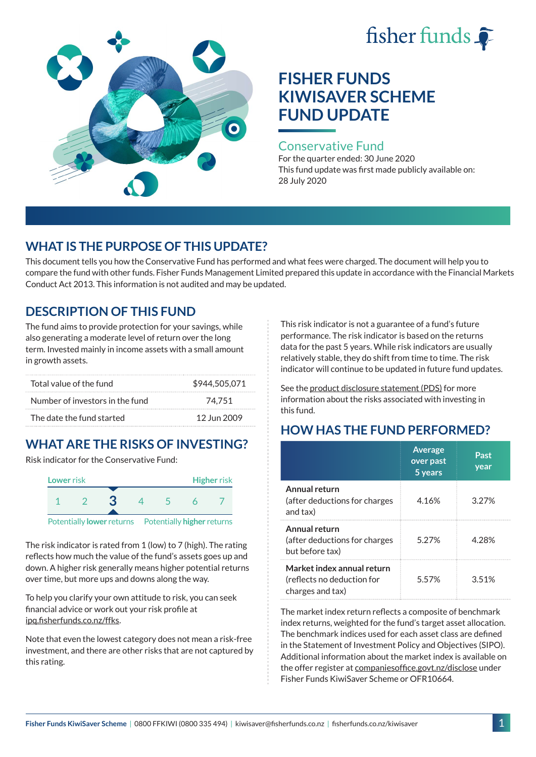# FISHER FUNDS KIWISAVER SCHEME FUND UPDATE

## Conservative Fund

For the quarter ended: 30 June 2020

This fund update was first made publicly available on: 28 July 2020

## WHAT IS THE PURPOSE OF THIS UPDATE?

This document tells you how the Conservative Fund has performed and what fees were charged. The document will help you to compare the fund with other funds. Fisher Funds Management Limited prepared this update in accordance with the Financial Markets Conduct Act 2013. This information is not audited and may be updated.

## DESCRIPTION OF THIS FUND

The fund aims to provide protection for your savings, while also generating a moderate level of return over the long term. Invested mainly in income assets with a small amount in growth assets.

| | |
|---|---|
| Total value of the fund | $944,505,071 |
| Number of investors in the fund | 74,751 |
| The date the fund started | 12 Jun 2009 |

## WHAT ARE THE RISKS OF INVESTING?

Risk indicator for the Conservative Fund:

Lower risk — Higher risk

1 2 **3** 4 5 6 7

Potentially **lower** returns — Potentially **higher** returns

The risk indicator is rated from 1 (low) to 7 (high). The rating reflects how much the value of the fund's assets goes up and down. A higher risk generally means higher potential returns over time, but more ups and downs along the way.

To help you clarify your own attitude to risk, you can seek financial advice or work out your risk profile at ipq.fisherfunds.co.nz/ffks.

Note that even the lowest category does not mean a risk-free investment, and there are other risks that are not captured by this rating.

This risk indicator is not a guarantee of a fund's future performance. The risk indicator is based on the returns data for the past 5 years. While risk indicators are usually relatively stable, they do shift from time to time. The risk indicator will continue to be updated in future fund updates.

See the product disclosure statement (PDS) for more information about the risks associated with investing in this fund.

## HOW HAS THE FUND PERFORMED?

| | Average over past 5 years | Past year |
|---|---|---|
| **Annual return** (after deductions for charges and tax) | 4.16% | 3.27% |
| **Annual return** (after deductions for charges but before tax) | 5.27% | 4.28% |
| **Market index annual return** (reflects no deduction for charges and tax) | 5.57% | 3.51% |

The market index return reflects a composite of benchmark index returns, weighted for the fund's target asset allocation. The benchmark indices used for each asset class are defined in the Statement of Investment Policy and Objectives (SIPO). Additional information about the market index is available on the offer register at companiesoffice.govt.nz/disclose under Fisher Funds KiwiSaver Scheme or OFR10664.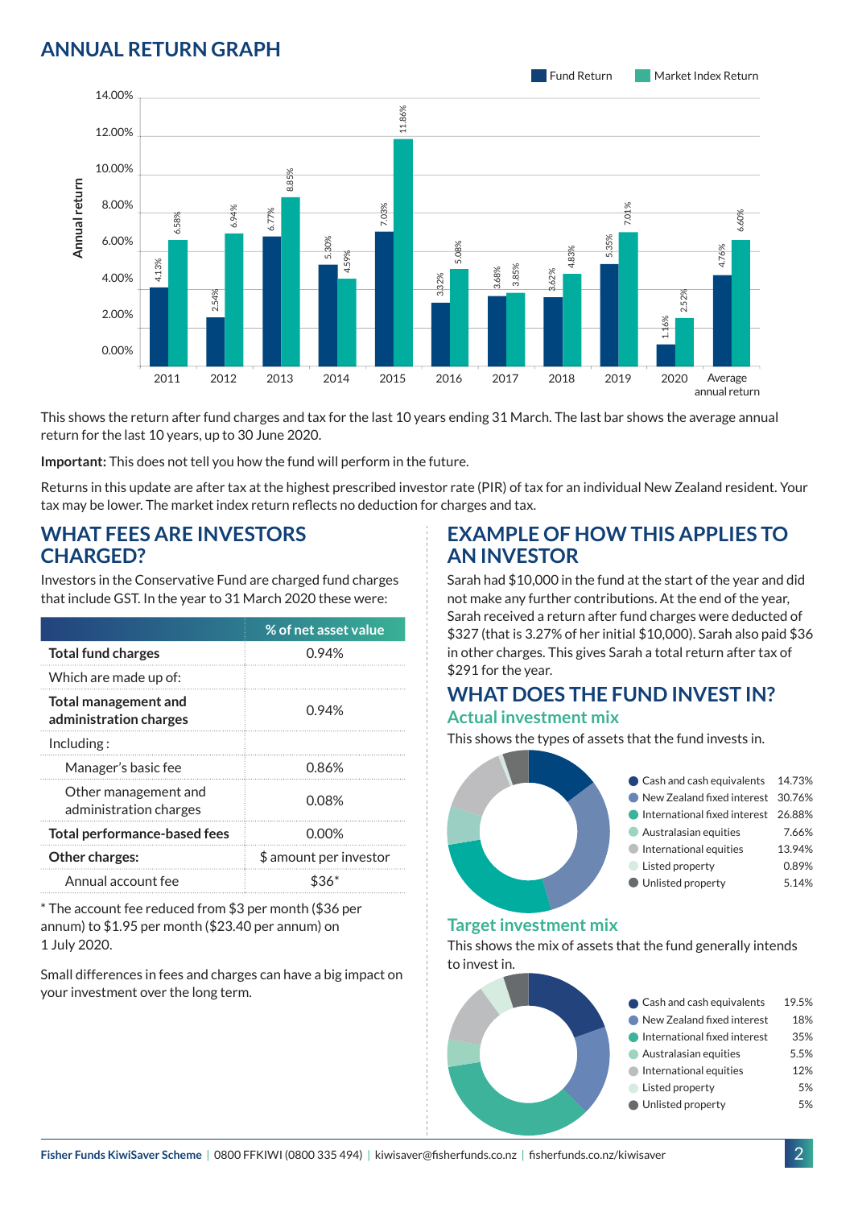## ANNUAL RETURN GRAPH

| Year | Fund Return | Market Index Return |
|---|---|---|
| 2011 | 4.13% | 6.58% |
| 2012 | 2.54% | 6.94% |
| 2013 | 6.77% | 8.85% |
| 2014 | 5.30% | 4.59% |
| 2015 | 7.03% | 11.86% |
| 2016 | 3.32% | 5.08% |
| 2017 | 3.68% | 3.85% |
| 2018 | 3.62% | 4.83% |
| 2019 | 5.35% | 7.01% |
| 2020 | 1.16% | 2.52% |
| Average annual return | 4.76% | 6.60% |

This shows the return after fund charges and tax for the last 10 years ending 31 March. The last bar shows the average annual return for the last 10 years, up to 30 June 2020.

**Important:** This does not tell you how the fund will perform in the future.

Returns in this update are after tax at the highest prescribed investor rate (PIR) of tax for an individual New Zealand resident. Your tax may be lower. The market index return reflects no deduction for charges and tax.

## WHAT FEES ARE INVESTORS CHARGED?

Investors in the Conservative Fund are charged fund charges that include GST. In the year to 31 March 2020 these were:

| | % of net asset value |
|---|---|
| **Total fund charges** | 0.94% |
| Which are made up of: | |
| **Total management and administration charges** | 0.94% |
| Including : | |
| Manager's basic fee | 0.86% |
| Other management and administration charges | 0.08% |
| **Total performance-based fees** | 0.00% |
| **Other charges:** | $ amount per investor |
| Annual account fee | $36* |

* The account fee reduced from $3 per month ($36 per annum) to $1.95 per month ($23.40 per annum) on 1 July 2020.

Small differences in fees and charges can have a big impact on your investment over the long term.

## EXAMPLE OF HOW THIS APPLIES TO AN INVESTOR

Sarah had $10,000 in the fund at the start of the year and did not make any further contributions. At the end of the year, Sarah received a return after fund charges were deducted of $327 (that is 3.27% of her initial $10,000). Sarah also paid $36 in other charges. This gives Sarah a total return after tax of $291 for the year.

## WHAT DOES THE FUND INVEST IN?

### Actual investment mix

This shows the types of assets that the fund invests in.

| Asset | % |
|---|---|
| Cash and cash equivalents | 14.73% |
| New Zealand fixed interest | 30.76% |
| International fixed interest | 26.88% |
| Australasian equities | 7.66% |
| International equities | 13.94% |
| Listed property | 0.89% |
| Unlisted property | 5.14% |

### Target investment mix

This shows the mix of assets that the fund generally intends to invest in.

| Asset | % |
|---|---|
| Cash and cash equivalents | 19.5% |
| New Zealand fixed interest | 18% |
| International fixed interest | 35% |
| Australasian equities | 5.5% |
| International equities | 12% |
| Listed property | 5% |
| Unlisted property | 5% |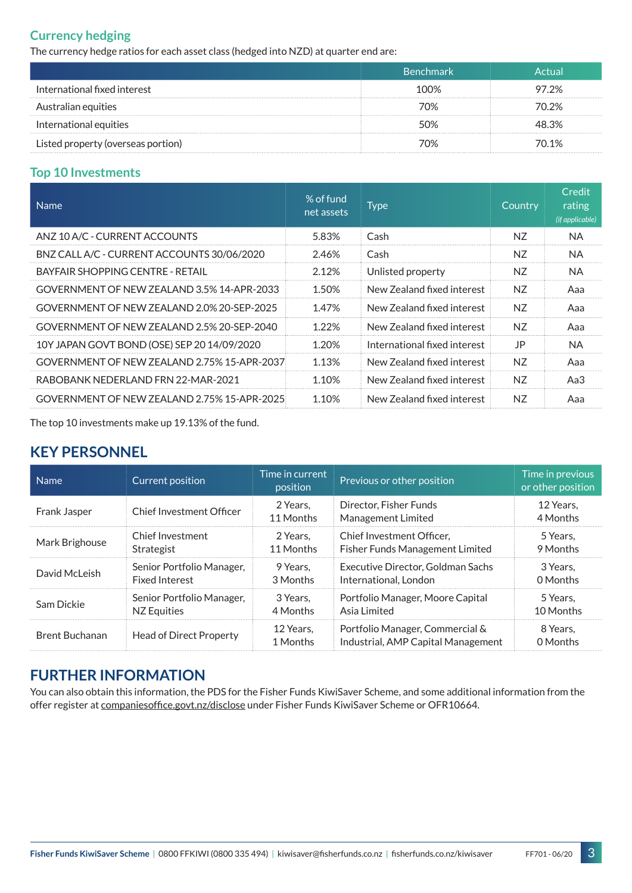## Currency hedging

The currency hedge ratios for each asset class (hedged into NZD) at quarter end are:

| | Benchmark | Actual |
|---|---|---|
| International fixed interest | 100% | 97.2% |
| Australian equities | 70% | 70.2% |
| International equities | 50% | 48.3% |
| Listed property (overseas portion) | 70% | 70.1% |

## Top 10 Investments

| Name | % of fund net assets | Type | Country | Credit rating *(if applicable)* |
|---|---|---|---|---|
| ANZ 10 A/C - CURRENT ACCOUNTS | 5.83% | Cash | NZ | NA |
| BNZ CALL A/C - CURRENT ACCOUNTS 30/06/2020 | 2.46% | Cash | NZ | NA |
| BAYFAIR SHOPPING CENTRE - RETAIL | 2.12% | Unlisted property | NZ | NA |
| GOVERNMENT OF NEW ZEALAND 3.5% 14-APR-2033 | 1.50% | New Zealand fixed interest | NZ | Aaa |
| GOVERNMENT OF NEW ZEALAND 2.0% 20-SEP-2025 | 1.47% | New Zealand fixed interest | NZ | Aaa |
| GOVERNMENT OF NEW ZEALAND 2.5% 20-SEP-2040 | 1.22% | New Zealand fixed interest | NZ | Aaa |
| 10Y JAPAN GOVT BOND (OSE) SEP 20 14/09/2020 | 1.20% | International fixed interest | JP | NA |
| GOVERNMENT OF NEW ZEALAND 2.75% 15-APR-2037 | 1.13% | New Zealand fixed interest | NZ | Aaa |
| RABOBANK NEDERLAND FRN 22-MAR-2021 | 1.10% | New Zealand fixed interest | NZ | Aa3 |
| GOVERNMENT OF NEW ZEALAND 2.75% 15-APR-2025 | 1.10% | New Zealand fixed interest | NZ | Aaa |

The top 10 investments make up 19.13% of the fund.

## KEY PERSONNEL

| Name | Current position | Time in current position | Previous or other position | Time in previous or other position |
|---|---|---|---|---|
| Frank Jasper | Chief Investment Officer | 2 Years, 11 Months | Director, Fisher Funds Management Limited | 12 Years, 4 Months |
| Mark Brighouse | Chief Investment Strategist | 2 Years, 11 Months | Chief Investment Officer, Fisher Funds Management Limited | 5 Years, 9 Months |
| David McLeish | Senior Portfolio Manager, Fixed Interest | 9 Years, 3 Months | Executive Director, Goldman Sachs International, London | 3 Years, 0 Months |
| Sam Dickie | Senior Portfolio Manager, NZ Equities | 3 Years, 4 Months | Portfolio Manager, Moore Capital Asia Limited | 5 Years, 10 Months |
| Brent Buchanan | Head of Direct Property | 12 Years, 1 Months | Portfolio Manager, Commercial & Industrial, AMP Capital Management | 8 Years, 0 Months |

## FURTHER INFORMATION

You can also obtain this information, the PDS for the Fisher Funds KiwiSaver Scheme, and some additional information from the offer register at companiesoffice.govt.nz/disclose under Fisher Funds KiwiSaver Scheme or OFR10664.